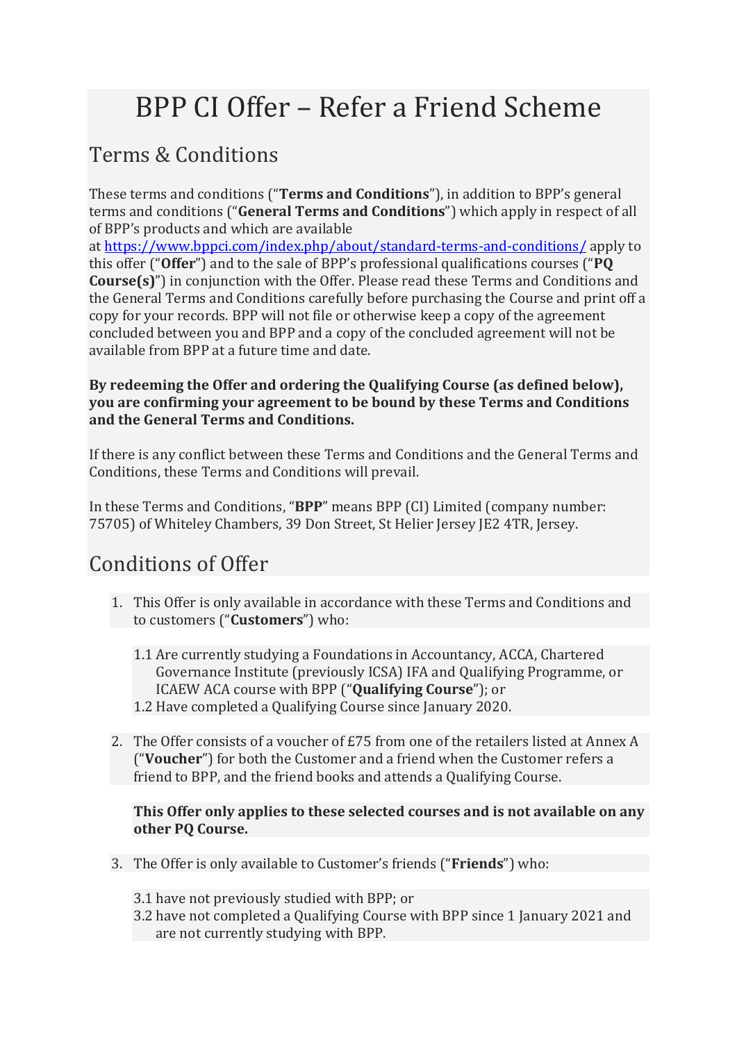# BPP CI Offer – Refer a Friend Scheme

## Terms & Conditions

These terms and conditions ("**Terms and Conditions**"), in addition to BPP's general terms and conditions ("**General Terms and Conditions**") which apply in respect of all of BPP's products and which are available at [https://www.bppci.com/index.php/about/standard-terms-and-conditions/](https://www.bppci.com/index.php/about/standard-terms-and-conditions/) apply to this offer ("**Offer**") and to the sale of BPP's professional qualifications courses ("**PQ Course(s)**") in conjunction with the Offer. Please read these Terms and Conditions and the General Terms and Conditions carefully before purchasing the Course and print off a copy for your records. BPP will not file or otherwise keep a copy of the agreement concluded between you and BPP and a copy of the concluded agreement will not be available from BPP at a future time and date.

**By redeeming the Offer and ordering the Qualifying Course (as defined below), you are confirming your agreement to be bound by these Terms and Conditions and the General Terms and Conditions.**

If there is any conflict between these Terms and Conditions and the General Terms and Conditions, these Terms and Conditions will prevail.

In these Terms and Conditions, "**BPP**" means BPP (CI) Limited (company number: 75705) of Whiteley Chambers, 39 Don Street, St Helier Jersey JE2 4TR, Jersey.

## Conditions of Offer

1. This Offer is only available in accordance with these Terms and Conditions and to customers ("**Customers**") who:

   1.1 Are currently studying a Foundations in Accountancy, ACCA, Chartered Governance Institute (previously ICSA) IFA and Qualifying Programme, or ICAEW ACA course with BPP ("**Qualifying Course**"); or
   1.2 Have completed a Qualifying Course since January 2020.

2. The Offer consists of a voucher of £75 from one of the retailers listed at Annex A ("**Voucher**") for both the Customer and a friend when the Customer refers a friend to BPP, and the friend books and attends a Qualifying Course.

   **This Offer only applies to these selected courses and is not available on any other PQ Course.**

3. The Offer is only available to Customer's friends ("**Friends**") who:

   3.1 have not previously studied with BPP; or
   3.2 have not completed a Qualifying Course with BPP since 1 January 2021 and are not currently studying with BPP.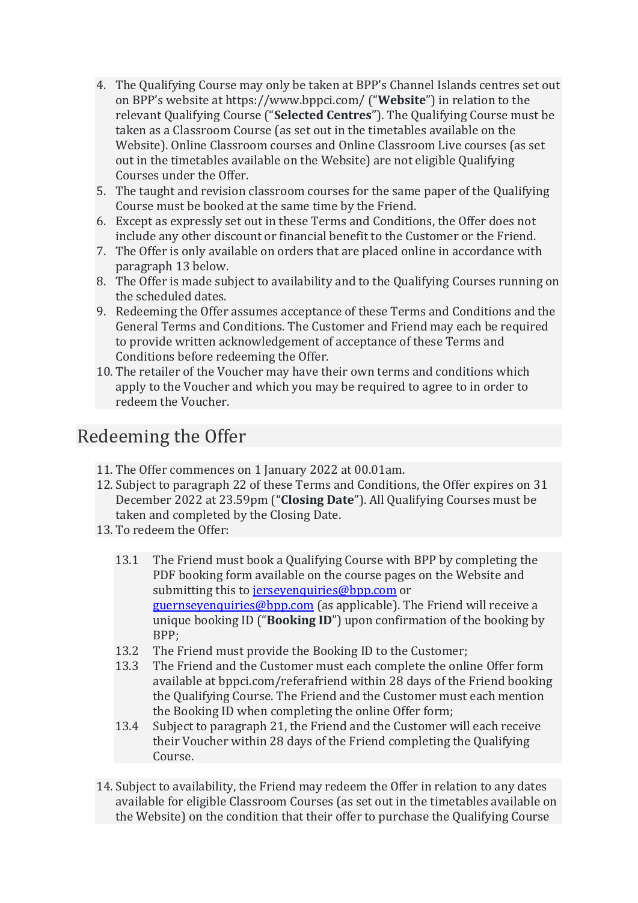4. The Qualifying Course may only be taken at BPP's Channel Islands centres set out on BPP's website at https://www.bppci.com/ ("**Website**") in relation to the relevant Qualifying Course ("**Selected Centres**"). The Qualifying Course must be taken as a Classroom Course (as set out in the timetables available on the Website). Online Classroom courses and Online Classroom Live courses (as set out in the timetables available on the Website) are not eligible Qualifying Courses under the Offer.
5. The taught and revision classroom courses for the same paper of the Qualifying Course must be booked at the same time by the Friend.
6. Except as expressly set out in these Terms and Conditions, the Offer does not include any other discount or financial benefit to the Customer or the Friend.
7. The Offer is only available on orders that are placed online in accordance with paragraph 13 below.
8. The Offer is made subject to availability and to the Qualifying Courses running on the scheduled dates.
9. Redeeming the Offer assumes acceptance of these Terms and Conditions and the General Terms and Conditions. The Customer and Friend may each be required to provide written acknowledgement of acceptance of these Terms and Conditions before redeeming the Offer.
10. The retailer of the Voucher may have their own terms and conditions which apply to the Voucher and which you may be required to agree to in order to redeem the Voucher.

## Redeeming the Offer

11. The Offer commences on 1 January 2022 at 00.01am.
12. Subject to paragraph 22 of these Terms and Conditions, the Offer expires on 31 December 2022 at 23.59pm ("**Closing Date**"). All Qualifying Courses must be taken and completed by the Closing Date.
13. To redeem the Offer:

    13.1 The Friend must book a Qualifying Course with BPP by completing the PDF booking form available on the course pages on the Website and submitting this to jerseyenquiries@bpp.com or guernseyenquiries@bpp.com (as applicable). The Friend will receive a unique booking ID ("**Booking ID**") upon confirmation of the booking by BPP;

    13.2 The Friend must provide the Booking ID to the Customer;

    13.3 The Friend and the Customer must each complete the online Offer form available at bppci.com/referafriend within 28 days of the Friend booking the Qualifying Course. The Friend and the Customer must each mention the Booking ID when completing the online Offer form;

    13.4 Subject to paragraph 21, the Friend and the Customer will each receive their Voucher within 28 days of the Friend completing the Qualifying Course.

14. Subject to availability, the Friend may redeem the Offer in relation to any dates available for eligible Classroom Courses (as set out in the timetables available on the Website) on the condition that their offer to purchase the Qualifying Course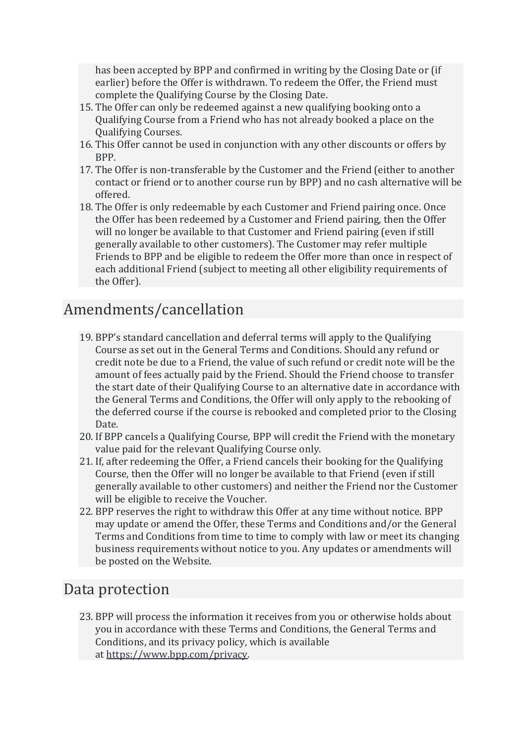has been accepted by BPP and confirmed in writing by the Closing Date or (if earlier) before the Offer is withdrawn. To redeem the Offer, the Friend must complete the Qualifying Course by the Closing Date.

15. The Offer can only be redeemed against a new qualifying booking onto a Qualifying Course from a Friend who has not already booked a place on the Qualifying Courses.
16. This Offer cannot be used in conjunction with any other discounts or offers by BPP.
17. The Offer is non-transferable by the Customer and the Friend (either to another contact or friend or to another course run by BPP) and no cash alternative will be offered.
18. The Offer is only redeemable by each Customer and Friend pairing once. Once the Offer has been redeemed by a Customer and Friend pairing, then the Offer will no longer be available to that Customer and Friend pairing (even if still generally available to other customers). The Customer may refer multiple Friends to BPP and be eligible to redeem the Offer more than once in respect of each additional Friend (subject to meeting all other eligibility requirements of the Offer).

## Amendments/cancellation

19. BPP's standard cancellation and deferral terms will apply to the Qualifying Course as set out in the General Terms and Conditions. Should any refund or credit note be due to a Friend, the value of such refund or credit note will be the amount of fees actually paid by the Friend. Should the Friend choose to transfer the start date of their Qualifying Course to an alternative date in accordance with the General Terms and Conditions, the Offer will only apply to the rebooking of the deferred course if the course is rebooked and completed prior to the Closing Date.
20. If BPP cancels a Qualifying Course, BPP will credit the Friend with the monetary value paid for the relevant Qualifying Course only.
21. If, after redeeming the Offer, a Friend cancels their booking for the Qualifying Course, then the Offer will no longer be available to that Friend (even if still generally available to other customers) and neither the Friend nor the Customer will be eligible to receive the Voucher.
22. BPP reserves the right to withdraw this Offer at any time without notice. BPP may update or amend the Offer, these Terms and Conditions and/or the General Terms and Conditions from time to time to comply with law or meet its changing business requirements without notice to you. Any updates or amendments will be posted on the Website.

## Data protection

23. BPP will process the information it receives from you or otherwise holds about you in accordance with these Terms and Conditions, the General Terms and Conditions, and its privacy policy, which is available at https://www.bpp.com/privacy.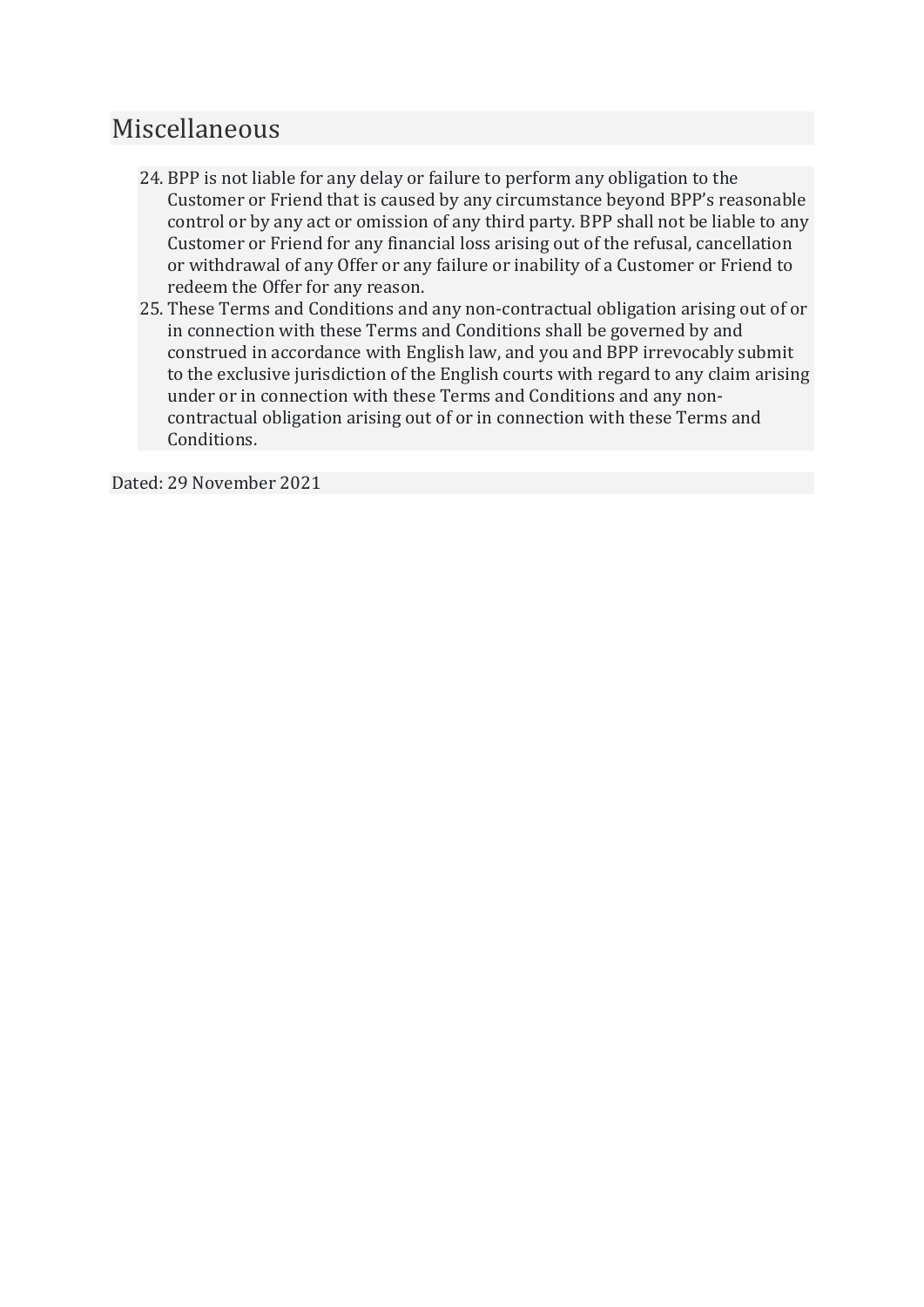## Miscellaneous

24. BPP is not liable for any delay or failure to perform any obligation to the Customer or Friend that is caused by any circumstance beyond BPP's reasonable control or by any act or omission of any third party. BPP shall not be liable to any Customer or Friend for any financial loss arising out of the refusal, cancellation or withdrawal of any Offer or any failure or inability of a Customer or Friend to redeem the Offer for any reason.
25. These Terms and Conditions and any non-contractual obligation arising out of or in connection with these Terms and Conditions shall be governed by and construed in accordance with English law, and you and BPP irrevocably submit to the exclusive jurisdiction of the English courts with regard to any claim arising under or in connection with these Terms and Conditions and any non-contractual obligation arising out of or in connection with these Terms and Conditions.

Dated: 29 November 2021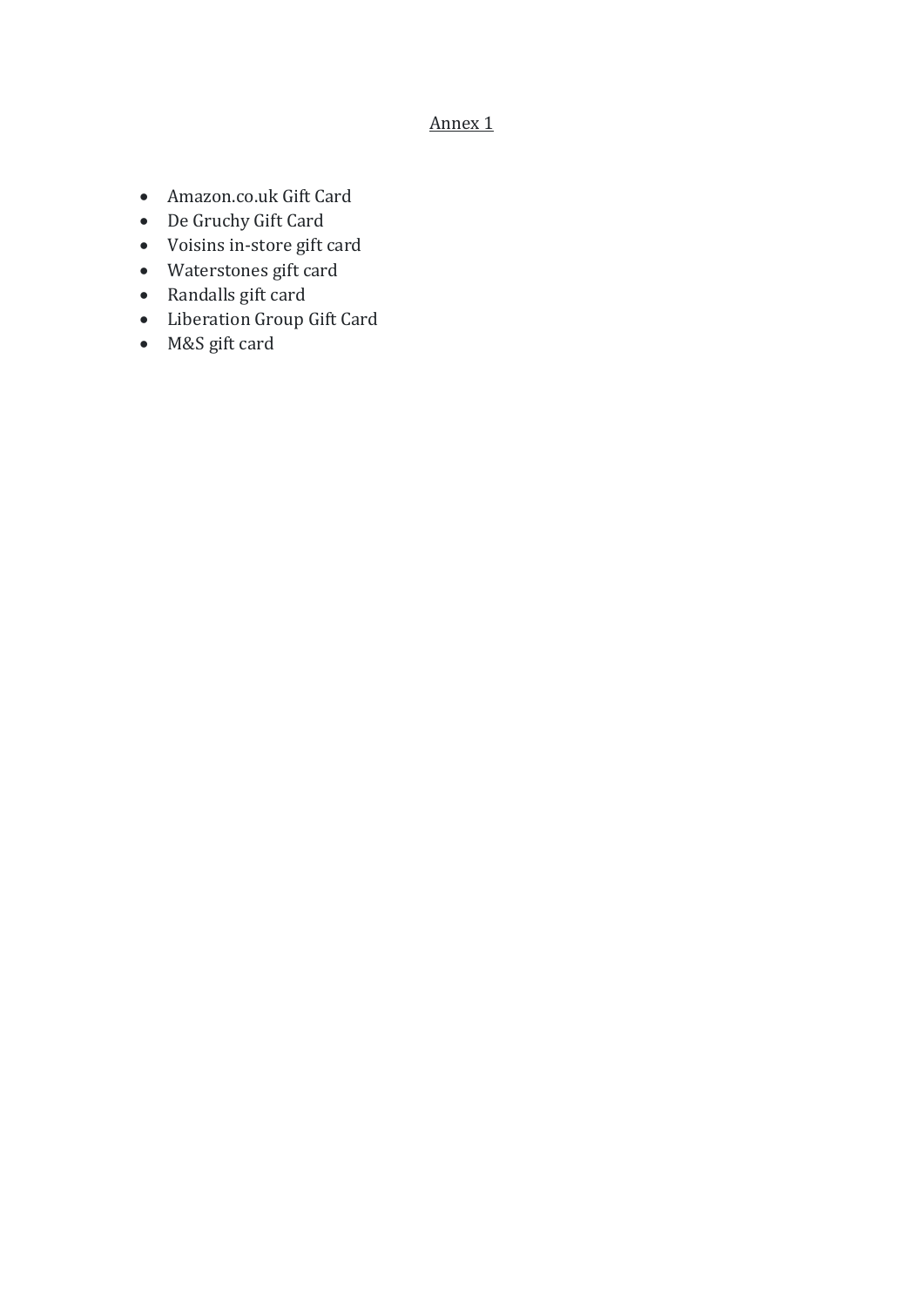Annex 1

- Amazon.co.uk Gift Card
- De Gruchy Gift Card
- Voisins in-store gift card
- Waterstones gift card
- Randalls gift card
- Liberation Group Gift Card
- M&S gift card